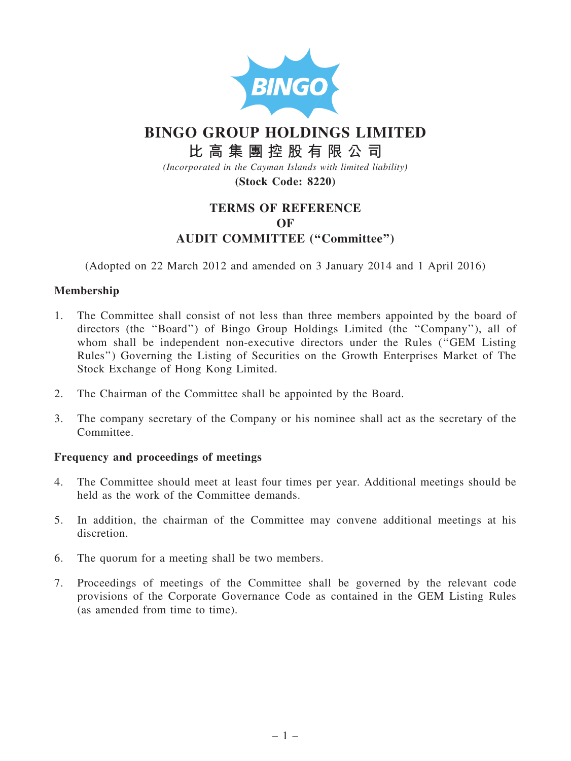BINGO

# BINGO GROUP HOLDINGS LIMITED

## 比高集團控股有限公司

*(Incorporated in the Cayman Islands with limited liability)*

**(Stock Code: 8220)**

## TERMS OF REFERENCE
## OF
## AUDIT COMMITTEE ("Committee")

(Adopted on 22 March 2012 and amended on 3 January 2014 and 1 April 2016)

### Membership

1. The Committee shall consist of not less than three members appointed by the board of directors (the "Board") of Bingo Group Holdings Limited (the "Company"), all of whom shall be independent non-executive directors under the Rules ("GEM Listing Rules") Governing the Listing of Securities on the Growth Enterprises Market of The Stock Exchange of Hong Kong Limited.

2. The Chairman of the Committee shall be appointed by the Board.

3. The company secretary of the Company or his nominee shall act as the secretary of the Committee.

### Frequency and proceedings of meetings

4. The Committee should meet at least four times per year. Additional meetings should be held as the work of the Committee demands.

5. In addition, the chairman of the Committee may convene additional meetings at his discretion.

6. The quorum for a meeting shall be two members.

7. Proceedings of meetings of the Committee shall be governed by the relevant code provisions of the Corporate Governance Code as contained in the GEM Listing Rules (as amended from time to time).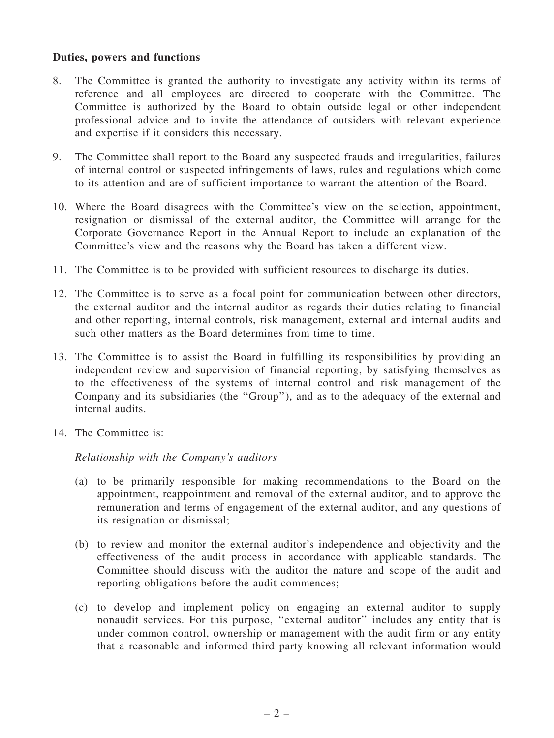**Duties, powers and functions**

8. The Committee is granted the authority to investigate any activity within its terms of reference and all employees are directed to cooperate with the Committee. The Committee is authorized by the Board to obtain outside legal or other independent professional advice and to invite the attendance of outsiders with relevant experience and expertise if it considers this necessary.

9. The Committee shall report to the Board any suspected frauds and irregularities, failures of internal control or suspected infringements of laws, rules and regulations which come to its attention and are of sufficient importance to warrant the attention of the Board.

10. Where the Board disagrees with the Committee's view on the selection, appointment, resignation or dismissal of the external auditor, the Committee will arrange for the Corporate Governance Report in the Annual Report to include an explanation of the Committee's view and the reasons why the Board has taken a different view.

11. The Committee is to be provided with sufficient resources to discharge its duties.

12. The Committee is to serve as a focal point for communication between other directors, the external auditor and the internal auditor as regards their duties relating to financial and other reporting, internal controls, risk management, external and internal audits and such other matters as the Board determines from time to time.

13. The Committee is to assist the Board in fulfilling its responsibilities by providing an independent review and supervision of financial reporting, by satisfying themselves as to the effectiveness of the systems of internal control and risk management of the Company and its subsidiaries (the ''Group''), and as to the adequacy of the external and internal audits.

14. The Committee is:

    *Relationship with the Company's auditors*

    (a) to be primarily responsible for making recommendations to the Board on the appointment, reappointment and removal of the external auditor, and to approve the remuneration and terms of engagement of the external auditor, and any questions of its resignation or dismissal;

    (b) to review and monitor the external auditor's independence and objectivity and the effectiveness of the audit process in accordance with applicable standards. The Committee should discuss with the auditor the nature and scope of the audit and reporting obligations before the audit commences;

    (c) to develop and implement policy on engaging an external auditor to supply nonaudit services. For this purpose, ''external auditor'' includes any entity that is under common control, ownership or management with the audit firm or any entity that a reasonable and informed third party knowing all relevant information would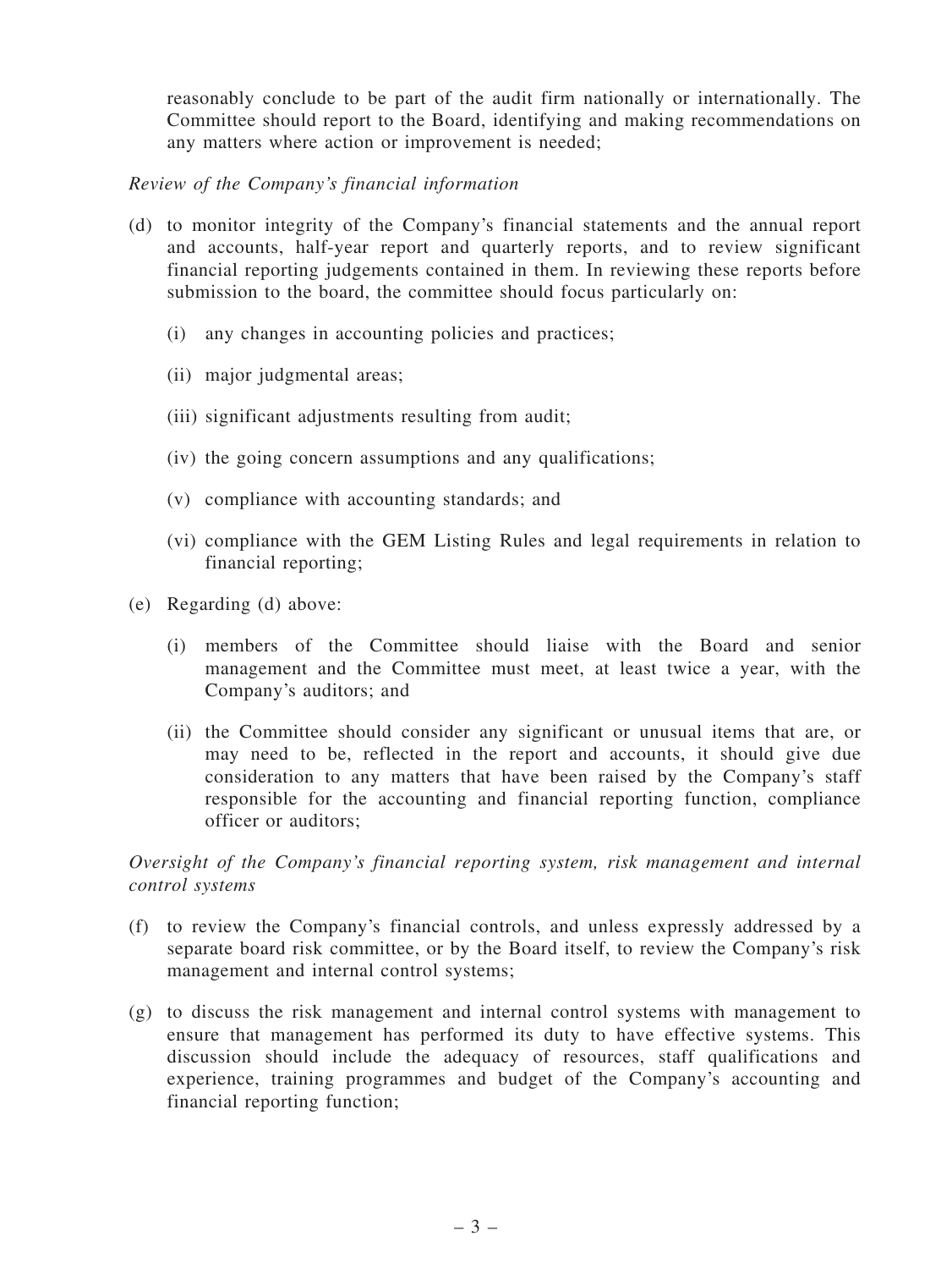reasonably conclude to be part of the audit firm nationally or internationally. The Committee should report to the Board, identifying and making recommendations on any matters where action or improvement is needed;

*Review of the Company's financial information*

(d) to monitor integrity of the Company's financial statements and the annual report and accounts, half-year report and quarterly reports, and to review significant financial reporting judgements contained in them. In reviewing these reports before submission to the board, the committee should focus particularly on:

  (i) any changes in accounting policies and practices;

  (ii) major judgmental areas;

  (iii) significant adjustments resulting from audit;

  (iv) the going concern assumptions and any qualifications;

  (v) compliance with accounting standards; and

  (vi) compliance with the GEM Listing Rules and legal requirements in relation to financial reporting;

(e) Regarding (d) above:

  (i) members of the Committee should liaise with the Board and senior management and the Committee must meet, at least twice a year, with the Company's auditors; and

  (ii) the Committee should consider any significant or unusual items that are, or may need to be, reflected in the report and accounts, it should give due consideration to any matters that have been raised by the Company's staff responsible for the accounting and financial reporting function, compliance officer or auditors;

*Oversight of the Company's financial reporting system, risk management and internal control systems*

(f) to review the Company's financial controls, and unless expressly addressed by a separate board risk committee, or by the Board itself, to review the Company's risk management and internal control systems;

(g) to discuss the risk management and internal control systems with management to ensure that management has performed its duty to have effective systems. This discussion should include the adequacy of resources, staff qualifications and experience, training programmes and budget of the Company's accounting and financial reporting function;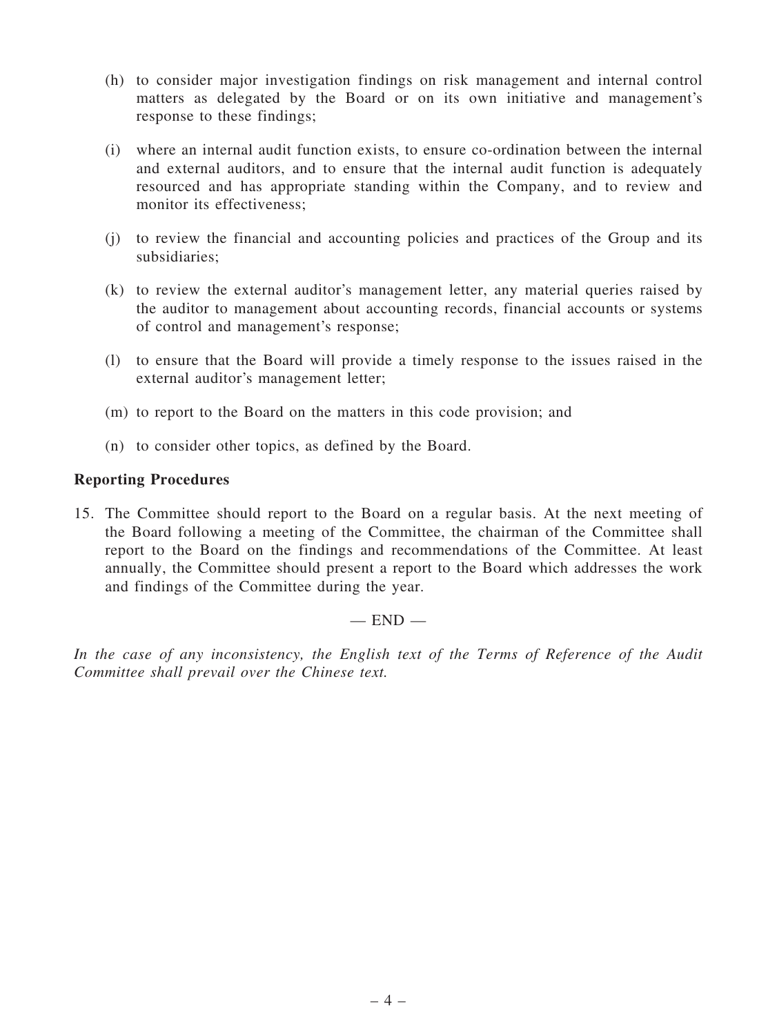(h) to consider major investigation findings on risk management and internal control matters as delegated by the Board or on its own initiative and management's response to these findings;

(i) where an internal audit function exists, to ensure co-ordination between the internal and external auditors, and to ensure that the internal audit function is adequately resourced and has appropriate standing within the Company, and to review and monitor its effectiveness;

(j) to review the financial and accounting policies and practices of the Group and its subsidiaries;

(k) to review the external auditor's management letter, any material queries raised by the auditor to management about accounting records, financial accounts or systems of control and management's response;

(l) to ensure that the Board will provide a timely response to the issues raised in the external auditor's management letter;

(m) to report to the Board on the matters in this code provision; and

(n) to consider other topics, as defined by the Board.

**Reporting Procedures**

15. The Committee should report to the Board on a regular basis. At the next meeting of the Board following a meeting of the Committee, the chairman of the Committee shall report to the Board on the findings and recommendations of the Committee. At least annually, the Committee should present a report to the Board which addresses the work and findings of the Committee during the year.

— END —

*In the case of any inconsistency, the English text of the Terms of Reference of the Audit Committee shall prevail over the Chinese text.*